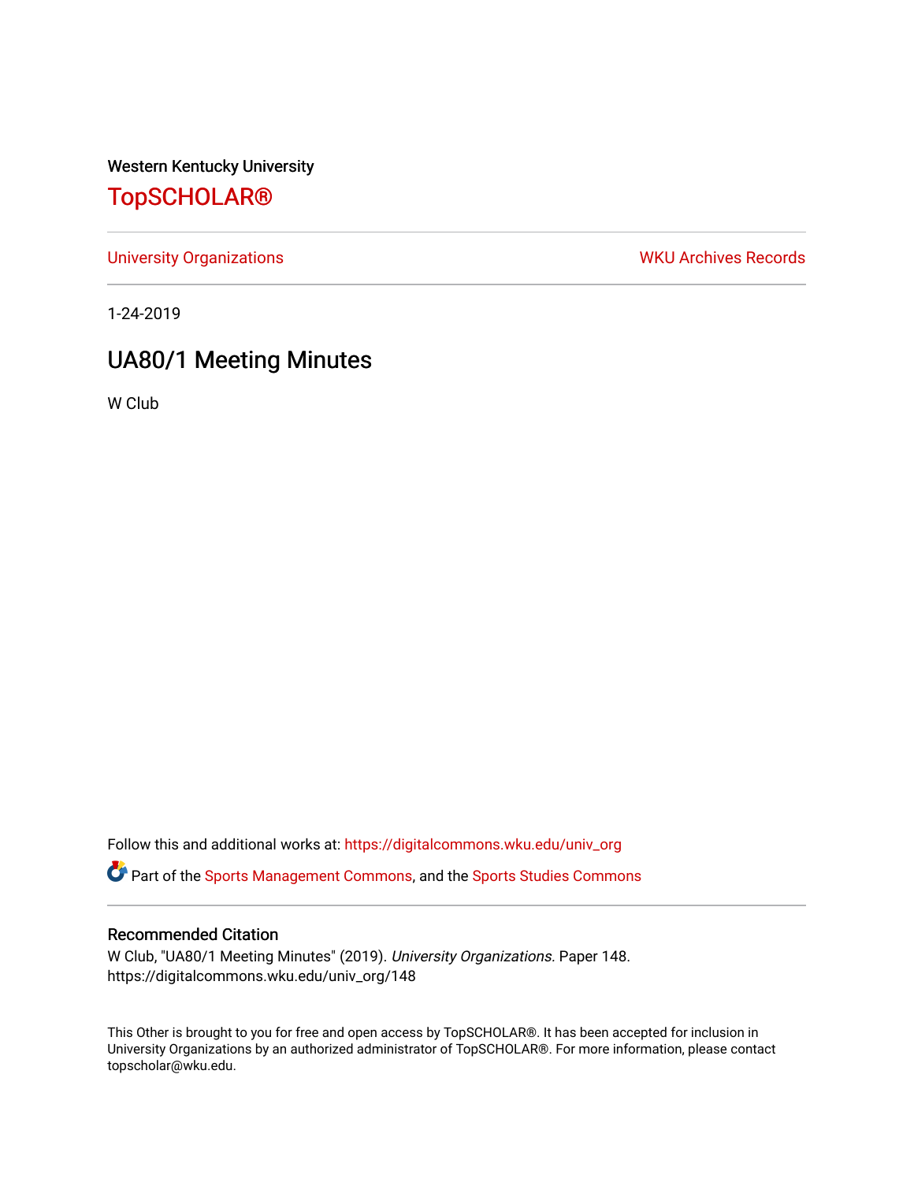Western Kentucky University

# TopSCHOLAR®

University Organizations | WKU Archives Records

1-24-2019

## UA80/1 Meeting Minutes

W Club

Follow this and additional works at: https://digitalcommons.wku.edu/univ_org

Part of the Sports Management Commons, and the Sports Studies Commons

### Recommended Citation

W Club, "UA80/1 Meeting Minutes" (2019). *University Organizations.* Paper 148.
https://digitalcommons.wku.edu/univ_org/148

This Other is brought to you for free and open access by TopSCHOLAR®. It has been accepted for inclusion in University Organizations by an authorized administrator of TopSCHOLAR®. For more information, please contact topscholar@wku.edu.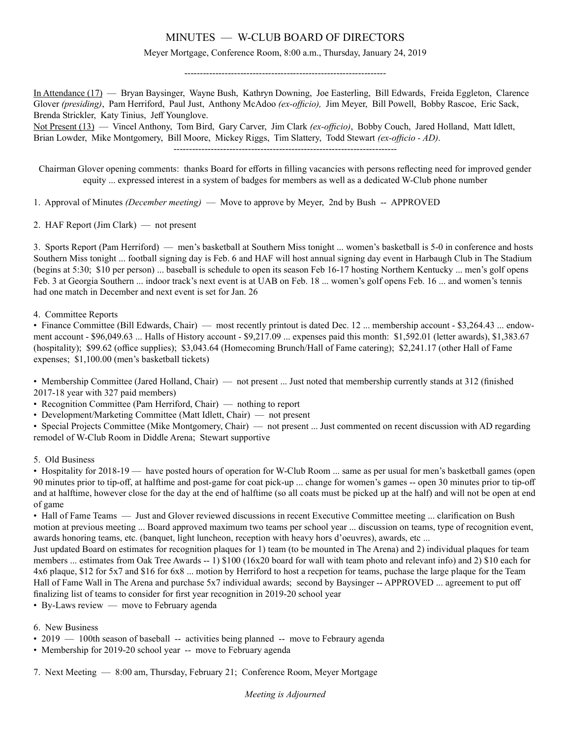# MINUTES — W-CLUB BOARD OF DIRECTORS

Meyer Mortgage, Conference Room, 8:00 a.m., Thursday, January 24, 2019

---

In Attendance (17) — Bryan Baysinger, Wayne Bush, Kathryn Downing, Joe Easterling, Bill Edwards, Freida Eggleton, Clarence Glover *(presiding)*, Pam Herriford, Paul Just, Anthony McAdoo *(ex-officio),* Jim Meyer, Bill Powell, Bobby Rascoe, Eric Sack, Brenda Strickler, Katy Tinius, Jeff Younglove.
Not Present (13) — Vincel Anthony, Tom Bird, Gary Carver, Jim Clark *(ex-officio)*, Bobby Couch, Jared Holland, Matt Idlett, Brian Lowder, Mike Montgomery, Bill Moore, Mickey Riggs, Tim Slattery, Todd Stewart *(ex-officio - AD)*.

---

Chairman Glover opening comments: thanks Board for efforts in filling vacancies with persons reflecting need for improved gender equity ... expressed interest in a system of badges for members as well as a dedicated W-Club phone number

1. Approval of Minutes *(December meeting)* — Move to approve by Meyer, 2nd by Bush -- APPROVED

2. HAF Report (Jim Clark) — not present

3. Sports Report (Pam Herriford) — men's basketball at Southern Miss tonight ... women's basketball is 5-0 in conference and hosts Southern Miss tonight ... football signing day is Feb. 6 and HAF will host annual signing day event in Harbaugh Club in The Stadium (begins at 5:30; $10 per person) ... baseball is schedule to open its season Feb 16-17 hosting Northern Kentucky ... men's golf opens Feb. 3 at Georgia Southern ... indoor track's next event is at UAB on Feb. 18 ... women's golf opens Feb. 16 ... and women's tennis had one match in December and next event is set for Jan. 26

4. Committee Reports

- Finance Committee (Bill Edwards, Chair) — most recently printout is dated Dec. 12 ... membership account - $3,264.43 ... endowment account - $96,049.63 ... Halls of History account - $9,217.09 ... expenses paid this month: $1,592.01 (letter awards), $1,383.67 (hospitality); $99.62 (office supplies); $3,043.64 (Homecoming Brunch/Hall of Fame catering); $2,241.17 (other Hall of Fame expenses; $1,100.00 (men's basketball tickets)

- Membership Committee (Jared Holland, Chair) — not present ... Just noted that membership currently stands at 312 (finished 2017-18 year with 327 paid members)
- Recognition Committee (Pam Herriford, Chair) — nothing to report
- Development/Marketing Committee (Matt Idlett, Chair) — not present
- Special Projects Committee (Mike Montgomery, Chair) — not present ... Just commented on recent discussion with AD regarding remodel of W-Club Room in Diddle Arena; Stewart supportive

5. Old Business

- Hospitality for 2018-19 — have posted hours of operation for W-Club Room ... same as per usual for men's basketball games (open 90 minutes prior to tip-off, at halftime and post-game for coat pick-up ... change for women's games -- open 30 minutes prior to tip-off and at halftime, however close for the day at the end of halftime (so all coats must be picked up at the half) and will not be open at end of game
- Hall of Fame Teams — Just and Glover reviewed discussions in recent Executive Committee meeting ... clarification on Bush motion at previous meeting ... Board approved maximum two teams per school year ... discussion on teams, type of recognition event, awards honoring teams, etc. (banquet, light luncheon, reception with heavy hors d'oeuvres), awards, etc ...

Just updated Board on estimates for recognition plaques for 1) team (to be mounted in The Arena) and 2) individual plaques for team members ... estimates from Oak Tree Awards -- 1) $100 (16x20 board for wall with team photo and relevant info) and 2) $10 each for 4x6 plaque, $12 for 5x7 and $16 for 6x8 ... motion by Herriford to host a recpetion for teams, puchase the large plaque for the Team Hall of Fame Wall in The Arena and purchase 5x7 individual awards; second by Baysinger -- APPROVED ... agreement to put off finalizing list of teams to consider for first year recognition in 2019-20 school year

- By-Laws review — move to February agenda

6. New Business

- 2019 — 100th season of baseball -- activities being planned -- move to Febraury agenda
- Membership for 2019-20 school year -- move to February agenda

7. Next Meeting — 8:00 am, Thursday, February 21; Conference Room, Meyer Mortgage

*Meeting is Adjourned*